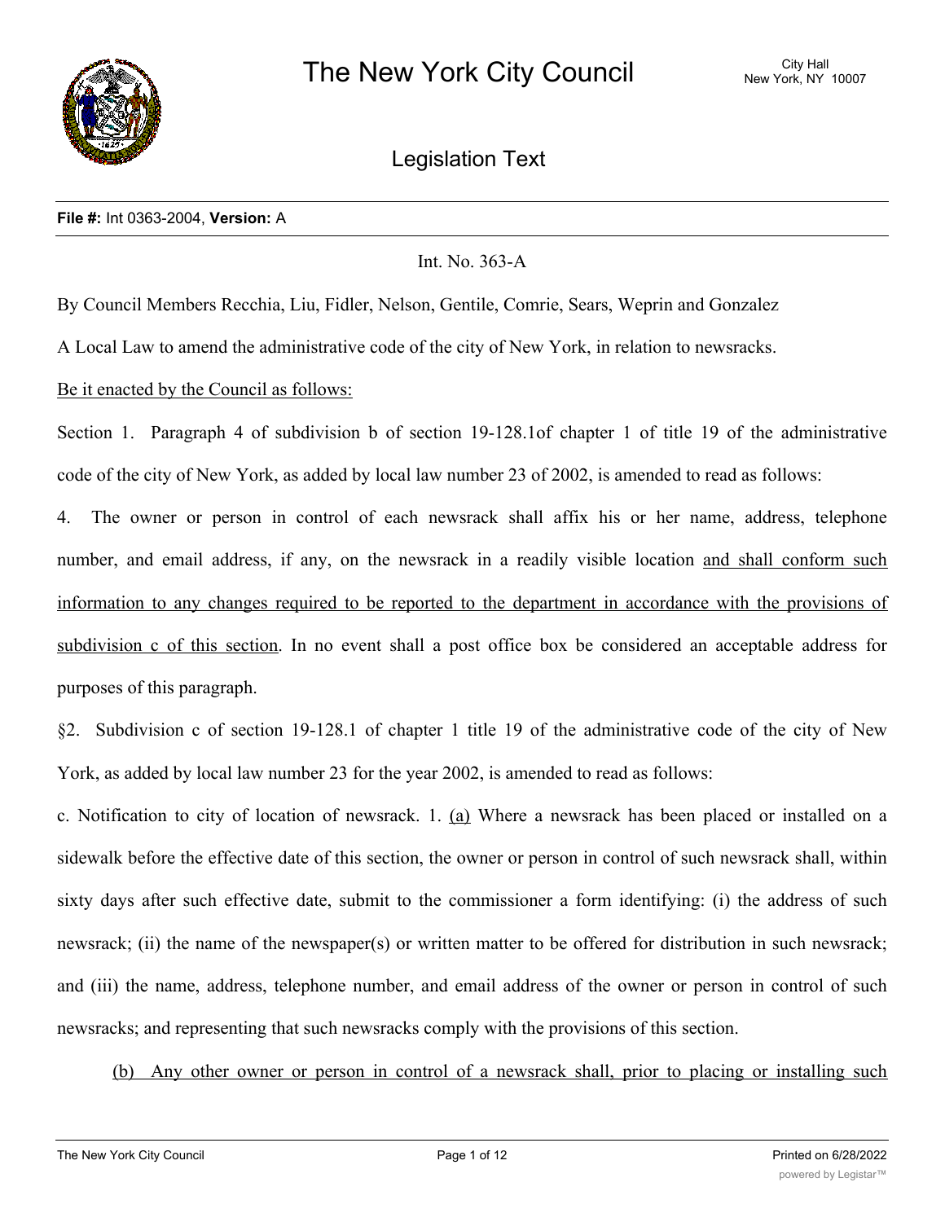# The New York City Council

City Hall
New York, NY 10007

## Legislation Text

**File #:** Int 0363-2004, **Version:** A

Int. No. 363-A

By Council Members Recchia, Liu, Fidler, Nelson, Gentile, Comrie, Sears, Weprin and Gonzalez

A Local Law to amend the administrative code of the city of New York, in relation to newsracks.

Be it enacted by the Council as follows:

Section 1. Paragraph 4 of subdivision b of section 19-128.1of chapter 1 of title 19 of the administrative code of the city of New York, as added by local law number 23 of 2002, is amended to read as follows:

4. The owner or person in control of each newsrack shall affix his or her name, address, telephone number, and email address, if any, on the newsrack in a readily visible location and shall conform such information to any changes required to be reported to the department in accordance with the provisions of subdivision c of this section. In no event shall a post office box be considered an acceptable address for purposes of this paragraph.

§2. Subdivision c of section 19-128.1 of chapter 1 title 19 of the administrative code of the city of New York, as added by local law number 23 for the year 2002, is amended to read as follows:

c. Notification to city of location of newsrack. 1. (a) Where a newsrack has been placed or installed on a sidewalk before the effective date of this section, the owner or person in control of such newsrack shall, within sixty days after such effective date, submit to the commissioner a form identifying: (i) the address of such newsrack; (ii) the name of the newspaper(s) or written matter to be offered for distribution in such newsrack; and (iii) the name, address, telephone number, and email address of the owner or person in control of such newsracks; and representing that such newsracks comply with the provisions of this section.

(b) Any other owner or person in control of a newsrack shall, prior to placing or installing such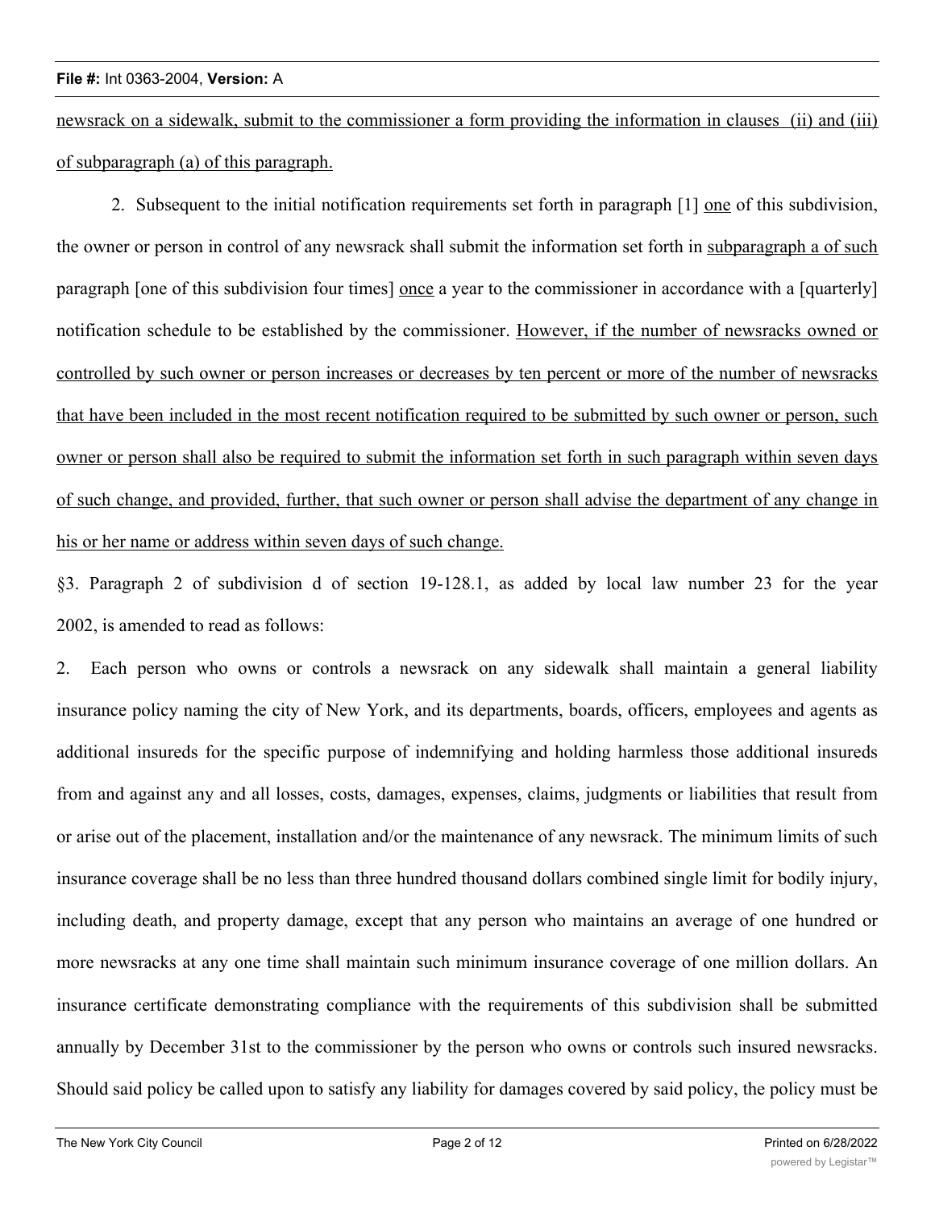newsrack on a sidewalk, submit to the commissioner a form providing the information in clauses (ii) and (iii) of subparagraph (a) of this paragraph.

2. Subsequent to the initial notification requirements set forth in paragraph [1] one of this subdivision, the owner or person in control of any newsrack shall submit the information set forth in subparagraph a of such paragraph [one of this subdivision four times] once a year to the commissioner in accordance with a [quarterly] notification schedule to be established by the commissioner. However, if the number of newsracks owned or controlled by such owner or person increases or decreases by ten percent or more of the number of newsracks that have been included in the most recent notification required to be submitted by such owner or person, such owner or person shall also be required to submit the information set forth in such paragraph within seven days of such change, and provided, further, that such owner or person shall advise the department of any change in his or her name or address within seven days of such change.

§3. Paragraph 2 of subdivision d of section 19-128.1, as added by local law number 23 for the year 2002, is amended to read as follows:

2. Each person who owns or controls a newsrack on any sidewalk shall maintain a general liability insurance policy naming the city of New York, and its departments, boards, officers, employees and agents as additional insureds for the specific purpose of indemnifying and holding harmless those additional insureds from and against any and all losses, costs, damages, expenses, claims, judgments or liabilities that result from or arise out of the placement, installation and/or the maintenance of any newsrack. The minimum limits of such insurance coverage shall be no less than three hundred thousand dollars combined single limit for bodily injury, including death, and property damage, except that any person who maintains an average of one hundred or more newsracks at any one time shall maintain such minimum insurance coverage of one million dollars. An insurance certificate demonstrating compliance with the requirements of this subdivision shall be submitted annually by December 31st to the commissioner by the person who owns or controls such insured newsracks. Should said policy be called upon to satisfy any liability for damages covered by said policy, the policy must be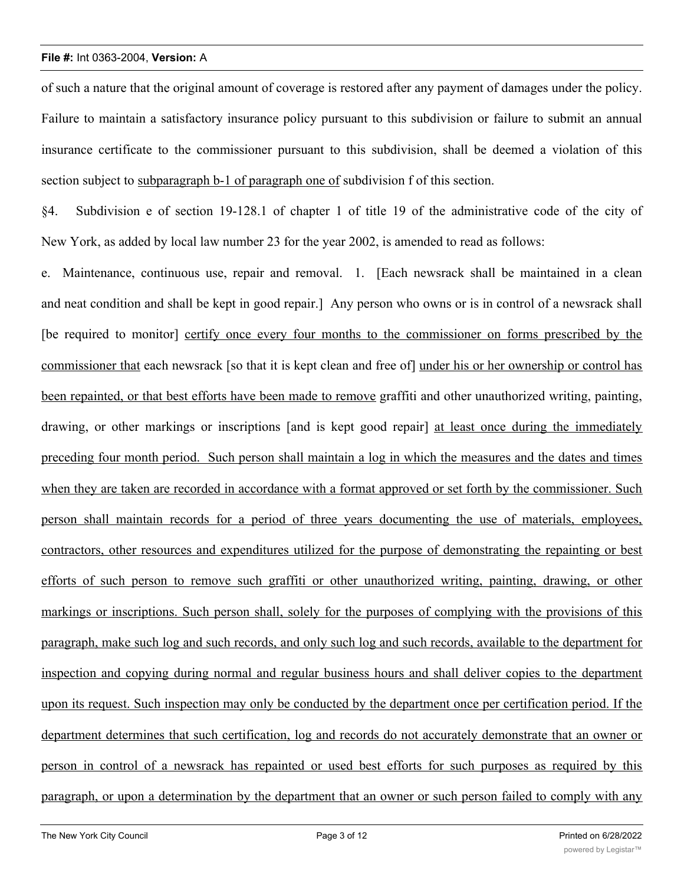of such a nature that the original amount of coverage is restored after any payment of damages under the policy. Failure to maintain a satisfactory insurance policy pursuant to this subdivision or failure to submit an annual insurance certificate to the commissioner pursuant to this subdivision, shall be deemed a violation of this section subject to <u>subparagraph b-1 of paragraph one of</u> subdivision f of this section.

§4. Subdivision e of section 19-128.1 of chapter 1 of title 19 of the administrative code of the city of New York, as added by local law number 23 for the year 2002, is amended to read as follows:

e. Maintenance, continuous use, repair and removal. 1. [Each newsrack shall be maintained in a clean and neat condition and shall be kept in good repair.] Any person who owns or is in control of a newsrack shall [be required to monitor] <u>certify once every four months to the commissioner on forms prescribed by the commissioner that</u> each newsrack [so that it is kept clean and free of] <u>under his or her ownership or control has been repainted, or that best efforts have been made to remove</u> graffiti and other unauthorized writing, painting, drawing, or other markings or inscriptions [and is kept good repair] <u>at least once during the immediately preceding four month period. Such person shall maintain a log in which the measures and the dates and times when they are taken are recorded in accordance with a format approved or set forth by the commissioner. Such person shall maintain records for a period of three years documenting the use of materials, employees, contractors, other resources and expenditures utilized for the purpose of demonstrating the repainting or best efforts of such person to remove such graffiti or other unauthorized writing, painting, drawing, or other markings or inscriptions. Such person shall, solely for the purposes of complying with the provisions of this paragraph, make such log and such records, and only such log and such records, available to the department for inspection and copying during normal and regular business hours and shall deliver copies to the department upon its request. Such inspection may only be conducted by the department once per certification period. If the department determines that such certification, log and records do not accurately demonstrate that an owner or person in control of a newsrack has repainted or used best efforts for such purposes as required by this paragraph, or upon a determination by the department that an owner or such person failed to comply with any</u>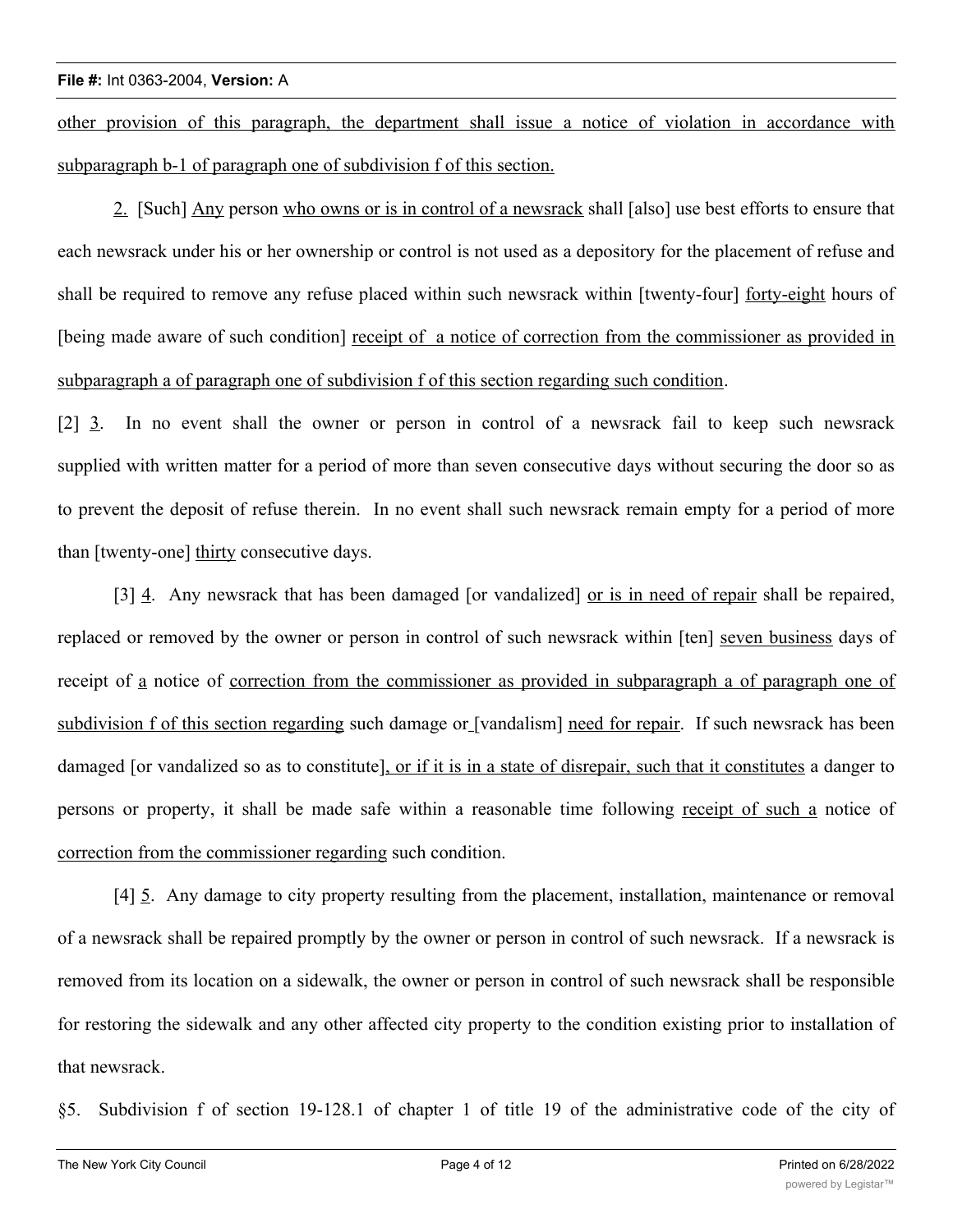other provision of this paragraph, the department shall issue a notice of violation in accordance with subparagraph b-1 of paragraph one of subdivision f of this section.

2. [Such] Any person who owns or is in control of a newsrack shall [also] use best efforts to ensure that each newsrack under his or her ownership or control is not used as a depository for the placement of refuse and shall be required to remove any refuse placed within such newsrack within [twenty-four] forty-eight hours of [being made aware of such condition] receipt of a notice of correction from the commissioner as provided in subparagraph a of paragraph one of subdivision f of this section regarding such condition.

[2] 3. In no event shall the owner or person in control of a newsrack fail to keep such newsrack supplied with written matter for a period of more than seven consecutive days without securing the door so as to prevent the deposit of refuse therein. In no event shall such newsrack remain empty for a period of more than [twenty-one] thirty consecutive days.

[3] 4. Any newsrack that has been damaged [or vandalized] or is in need of repair shall be repaired, replaced or removed by the owner or person in control of such newsrack within [ten] seven business days of receipt of a notice of correction from the commissioner as provided in subparagraph a of paragraph one of subdivision f of this section regarding such damage or [vandalism] need for repair. If such newsrack has been damaged [or vandalized so as to constitute], or if it is in a state of disrepair, such that it constitutes a danger to persons or property, it shall be made safe within a reasonable time following receipt of such a notice of correction from the commissioner regarding such condition.

[4] 5. Any damage to city property resulting from the placement, installation, maintenance or removal of a newsrack shall be repaired promptly by the owner or person in control of such newsrack. If a newsrack is removed from its location on a sidewalk, the owner or person in control of such newsrack shall be responsible for restoring the sidewalk and any other affected city property to the condition existing prior to installation of that newsrack.

§5. Subdivision f of section 19-128.1 of chapter 1 of title 19 of the administrative code of the city of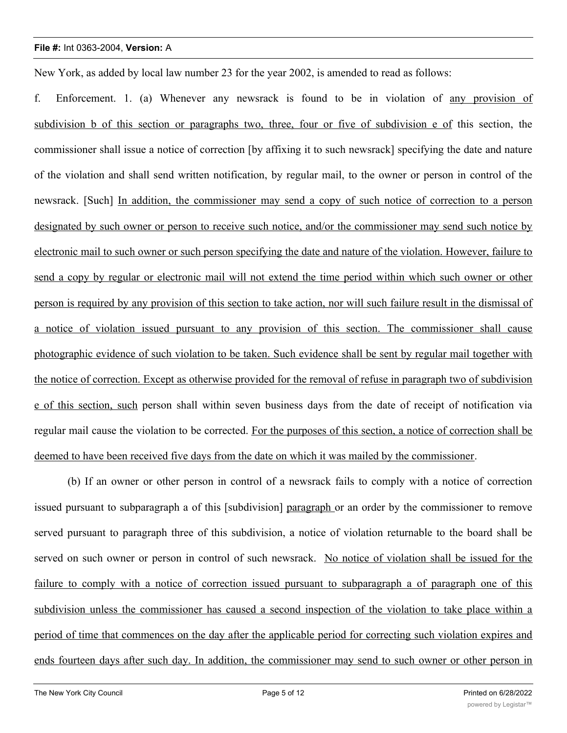New York, as added by local law number 23 for the year 2002, is amended to read as follows:

f. Enforcement. 1. (a) Whenever any newsrack is found to be in violation of <u>any provision of subdivision b of this section or paragraphs two, three, four or five of subdivision e of</u> this section, the commissioner shall issue a notice of correction [by affixing it to such newsrack] specifying the date and nature of the violation and shall send written notification, by regular mail, to the owner or person in control of the newsrack. [Such] <u>In addition, the commissioner may send a copy of such notice of correction to a person designated by such owner or person to receive such notice, and/or the commissioner may send such notice by electronic mail to such owner or such person specifying the date and nature of the violation. However, failure to send a copy by regular or electronic mail will not extend the time period within which such owner or other person is required by any provision of this section to take action, nor will such failure result in the dismissal of a notice of violation issued pursuant to any provision of this section. The commissioner shall cause photographic evidence of such violation to be taken. Such evidence shall be sent by regular mail together with the notice of correction. Except as otherwise provided for the removal of refuse in paragraph two of subdivision e of this section, such</u> person shall within seven business days from the date of receipt of notification via regular mail cause the violation to be corrected. <u>For the purposes of this section, a notice of correction shall be deemed to have been received five days from the date on which it was mailed by the commissioner</u>.

(b) If an owner or other person in control of a newsrack fails to comply with a notice of correction issued pursuant to subparagraph a of this [subdivision] <u>paragraph</u> or an order by the commissioner to remove served pursuant to paragraph three of this subdivision, a notice of violation returnable to the board shall be served on such owner or person in control of such newsrack. <u>No notice of violation shall be issued for the failure to comply with a notice of correction issued pursuant to subparagraph a of paragraph one of this subdivision unless the commissioner has caused a second inspection of the violation to take place within a period of time that commences on the day after the applicable period for correcting such violation expires and ends fourteen days after such day. In addition, the commissioner may send to such owner or other person in</u>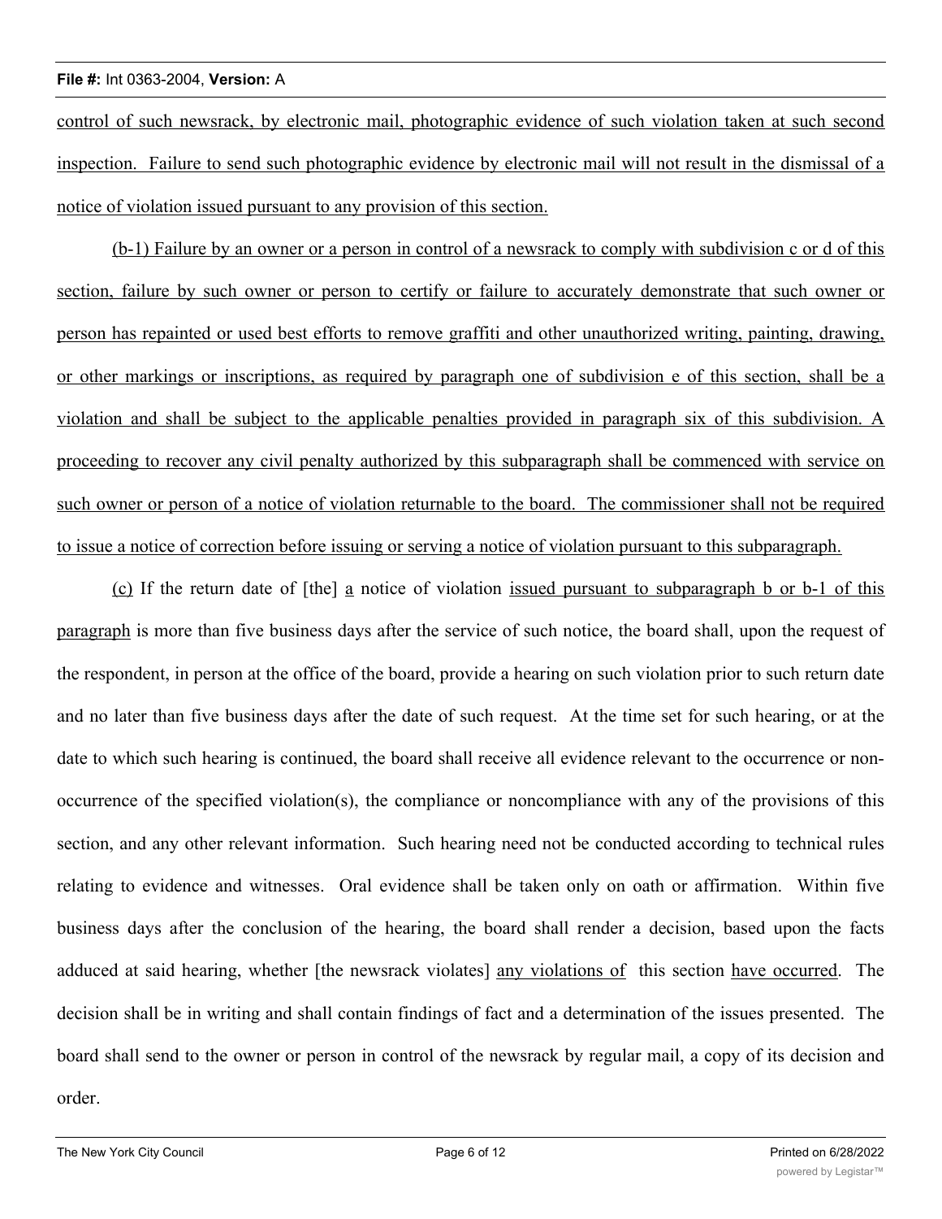control of such newsrack, by electronic mail, photographic evidence of such violation taken at such second inspection. Failure to send such photographic evidence by electronic mail will not result in the dismissal of a notice of violation issued pursuant to any provision of this section.

(b-1) Failure by an owner or a person in control of a newsrack to comply with subdivision c or d of this section, failure by such owner or person to certify or failure to accurately demonstrate that such owner or person has repainted or used best efforts to remove graffiti and other unauthorized writing, painting, drawing, or other markings or inscriptions, as required by paragraph one of subdivision e of this section, shall be a violation and shall be subject to the applicable penalties provided in paragraph six of this subdivision. A proceeding to recover any civil penalty authorized by this subparagraph shall be commenced with service on such owner or person of a notice of violation returnable to the board. The commissioner shall not be required to issue a notice of correction before issuing or serving a notice of violation pursuant to this subparagraph.

(c) If the return date of [the] a notice of violation issued pursuant to subparagraph b or b-1 of this paragraph is more than five business days after the service of such notice, the board shall, upon the request of the respondent, in person at the office of the board, provide a hearing on such violation prior to such return date and no later than five business days after the date of such request. At the time set for such hearing, or at the date to which such hearing is continued, the board shall receive all evidence relevant to the occurrence or non-occurrence of the specified violation(s), the compliance or noncompliance with any of the provisions of this section, and any other relevant information. Such hearing need not be conducted according to technical rules relating to evidence and witnesses. Oral evidence shall be taken only on oath or affirmation. Within five business days after the conclusion of the hearing, the board shall render a decision, based upon the facts adduced at said hearing, whether [the newsrack violates] any violations of this section have occurred. The decision shall be in writing and shall contain findings of fact and a determination of the issues presented. The board shall send to the owner or person in control of the newsrack by regular mail, a copy of its decision and order.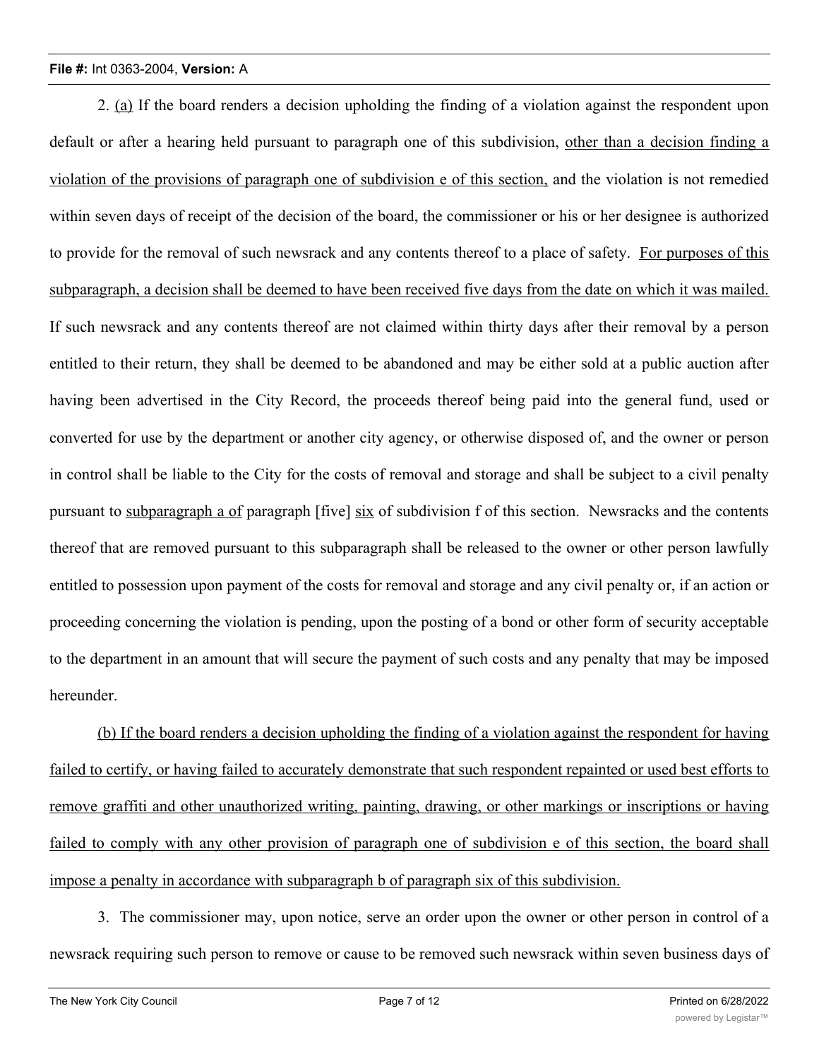2. (a) If the board renders a decision upholding the finding of a violation against the respondent upon default or after a hearing held pursuant to paragraph one of this subdivision, other than a decision finding a violation of the provisions of paragraph one of subdivision e of this section, and the violation is not remedied within seven days of receipt of the decision of the board, the commissioner or his or her designee is authorized to provide for the removal of such newsrack and any contents thereof to a place of safety. For purposes of this subparagraph, a decision shall be deemed to have been received five days from the date on which it was mailed. If such newsrack and any contents thereof are not claimed within thirty days after their removal by a person entitled to their return, they shall be deemed to be abandoned and may be either sold at a public auction after having been advertised in the City Record, the proceeds thereof being paid into the general fund, used or converted for use by the department or another city agency, or otherwise disposed of, and the owner or person in control shall be liable to the City for the costs of removal and storage and shall be subject to a civil penalty pursuant to subparagraph a of paragraph [five] six of subdivision f of this section. Newsracks and the contents thereof that are removed pursuant to this subparagraph shall be released to the owner or other person lawfully entitled to possession upon payment of the costs for removal and storage and any civil penalty or, if an action or proceeding concerning the violation is pending, upon the posting of a bond or other form of security acceptable to the department in an amount that will secure the payment of such costs and any penalty that may be imposed hereunder.

(b) If the board renders a decision upholding the finding of a violation against the respondent for having failed to certify, or having failed to accurately demonstrate that such respondent repainted or used best efforts to remove graffiti and other unauthorized writing, painting, drawing, or other markings or inscriptions or having failed to comply with any other provision of paragraph one of subdivision e of this section, the board shall impose a penalty in accordance with subparagraph b of paragraph six of this subdivision.

3. The commissioner may, upon notice, serve an order upon the owner or other person in control of a newsrack requiring such person to remove or cause to be removed such newsrack within seven business days of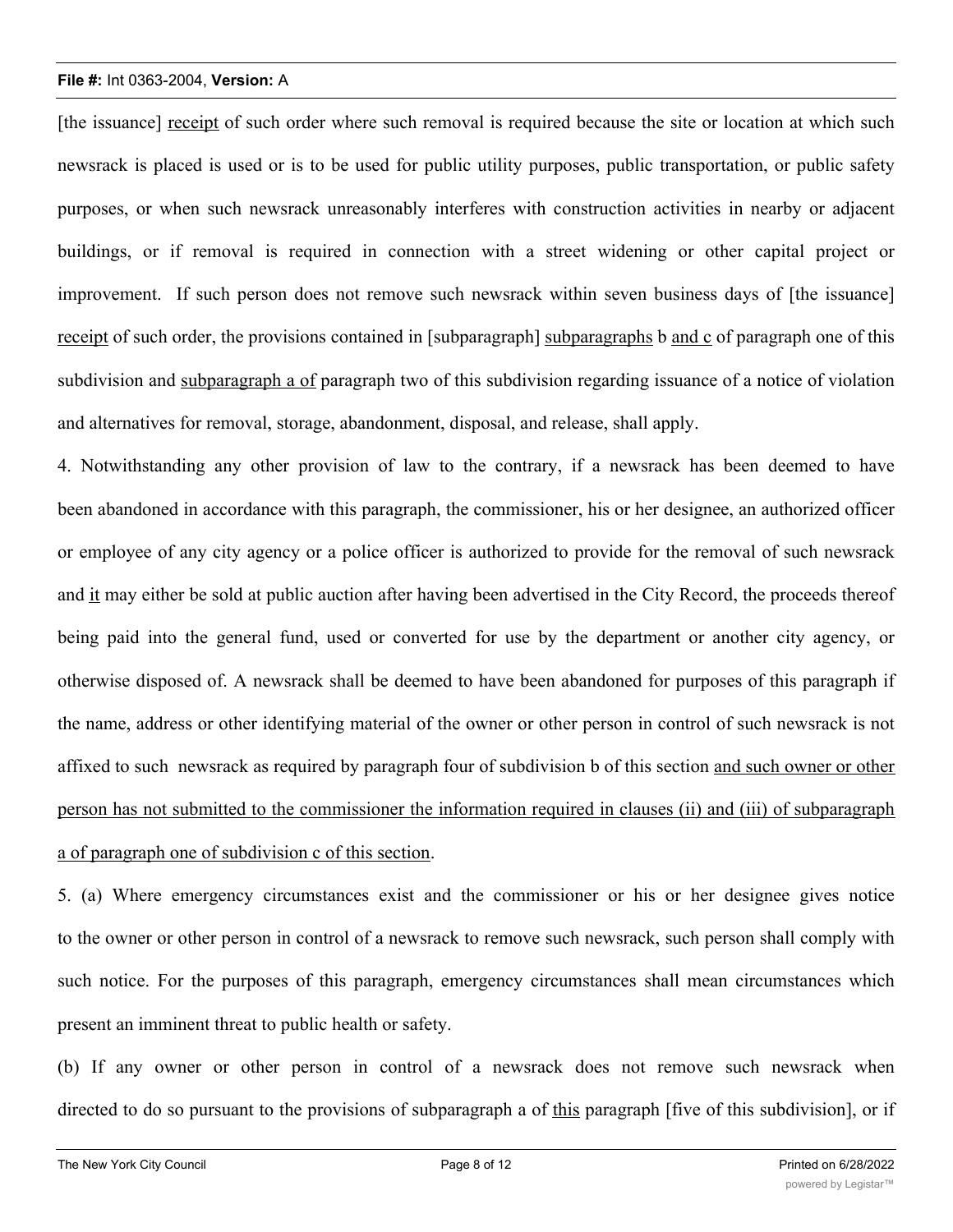[the issuance] <u>receipt</u> of such order where such removal is required because the site or location at which such newsrack is placed is used or is to be used for public utility purposes, public transportation, or public safety purposes, or when such newsrack unreasonably interferes with construction activities in nearby or adjacent buildings, or if removal is required in connection with a street widening or other capital project or improvement. If such person does not remove such newsrack within seven business days of [the issuance] <u>receipt</u> of such order, the provisions contained in [subparagraph] <u>subparagraphs</u> b <u>and c</u> of paragraph one of this subdivision and <u>subparagraph a of</u> paragraph two of this subdivision regarding issuance of a notice of violation and alternatives for removal, storage, abandonment, disposal, and release, shall apply.

4. Notwithstanding any other provision of law to the contrary, if a newsrack has been deemed to have been abandoned in accordance with this paragraph, the commissioner, his or her designee, an authorized officer or employee of any city agency or a police officer is authorized to provide for the removal of such newsrack and <u>it</u> may either be sold at public auction after having been advertised in the City Record, the proceeds thereof being paid into the general fund, used or converted for use by the department or another city agency, or otherwise disposed of. A newsrack shall be deemed to have been abandoned for purposes of this paragraph if the name, address or other identifying material of the owner or other person in control of such newsrack is not affixed to such newsrack as required by paragraph four of subdivision b of this section <u>and such owner or other person has not submitted to the commissioner the information required in clauses (ii) and (iii) of subparagraph a of paragraph one of subdivision c of this section</u>.

5. (a) Where emergency circumstances exist and the commissioner or his or her designee gives notice to the owner or other person in control of a newsrack to remove such newsrack, such person shall comply with such notice. For the purposes of this paragraph, emergency circumstances shall mean circumstances which present an imminent threat to public health or safety.

(b) If any owner or other person in control of a newsrack does not remove such newsrack when directed to do so pursuant to the provisions of subparagraph a of <u>this</u> paragraph [five of this subdivision], or if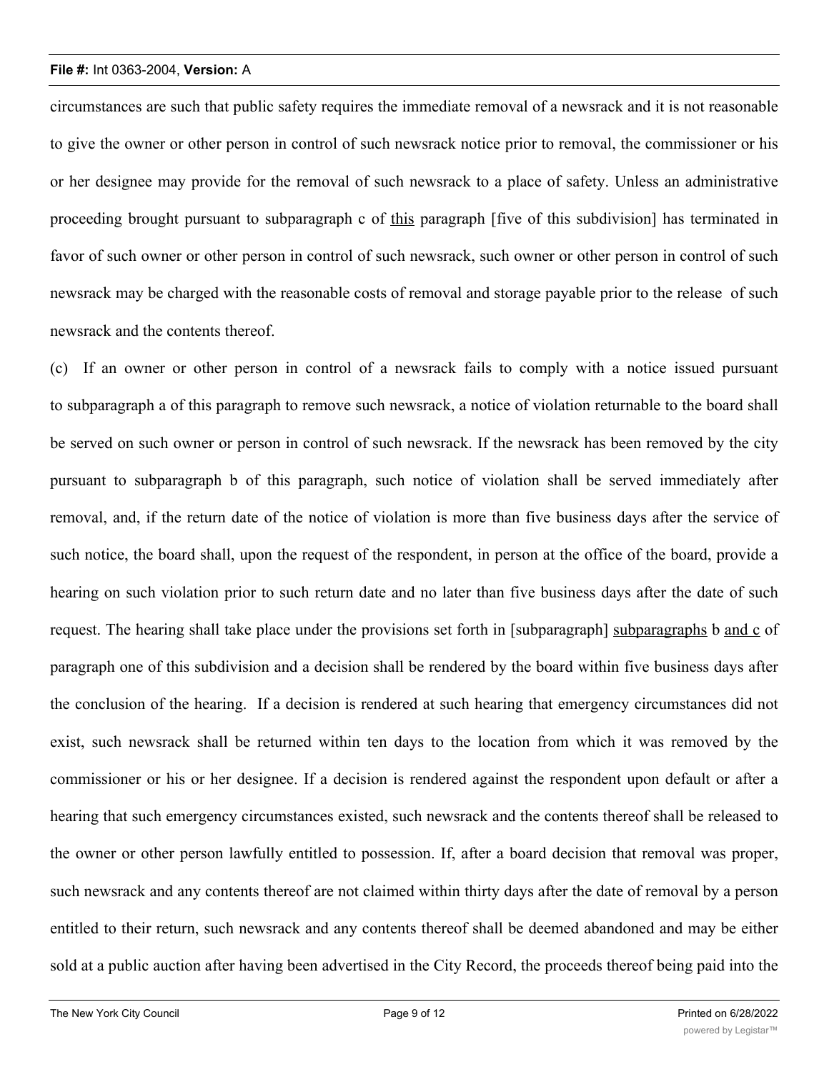circumstances are such that public safety requires the immediate removal of a newsrack and it is not reasonable to give the owner or other person in control of such newsrack notice prior to removal, the commissioner or his or her designee may provide for the removal of such newsrack to a place of safety. Unless an administrative proceeding brought pursuant to subparagraph c of <u>this</u> paragraph [five of this subdivision] has terminated in favor of such owner or other person in control of such newsrack, such owner or other person in control of such newsrack may be charged with the reasonable costs of removal and storage payable prior to the release of such newsrack and the contents thereof.

(c) If an owner or other person in control of a newsrack fails to comply with a notice issued pursuant to subparagraph a of this paragraph to remove such newsrack, a notice of violation returnable to the board shall be served on such owner or person in control of such newsrack. If the newsrack has been removed by the city pursuant to subparagraph b of this paragraph, such notice of violation shall be served immediately after removal, and, if the return date of the notice of violation is more than five business days after the service of such notice, the board shall, upon the request of the respondent, in person at the office of the board, provide a hearing on such violation prior to such return date and no later than five business days after the date of such request. The hearing shall take place under the provisions set forth in [subparagraph] <u>subparagraphs</u> b <u>and c</u> of paragraph one of this subdivision and a decision shall be rendered by the board within five business days after the conclusion of the hearing. If a decision is rendered at such hearing that emergency circumstances did not exist, such newsrack shall be returned within ten days to the location from which it was removed by the commissioner or his or her designee. If a decision is rendered against the respondent upon default or after a hearing that such emergency circumstances existed, such newsrack and the contents thereof shall be released to the owner or other person lawfully entitled to possession. If, after a board decision that removal was proper, such newsrack and any contents thereof are not claimed within thirty days after the date of removal by a person entitled to their return, such newsrack and any contents thereof shall be deemed abandoned and may be either sold at a public auction after having been advertised in the City Record, the proceeds thereof being paid into the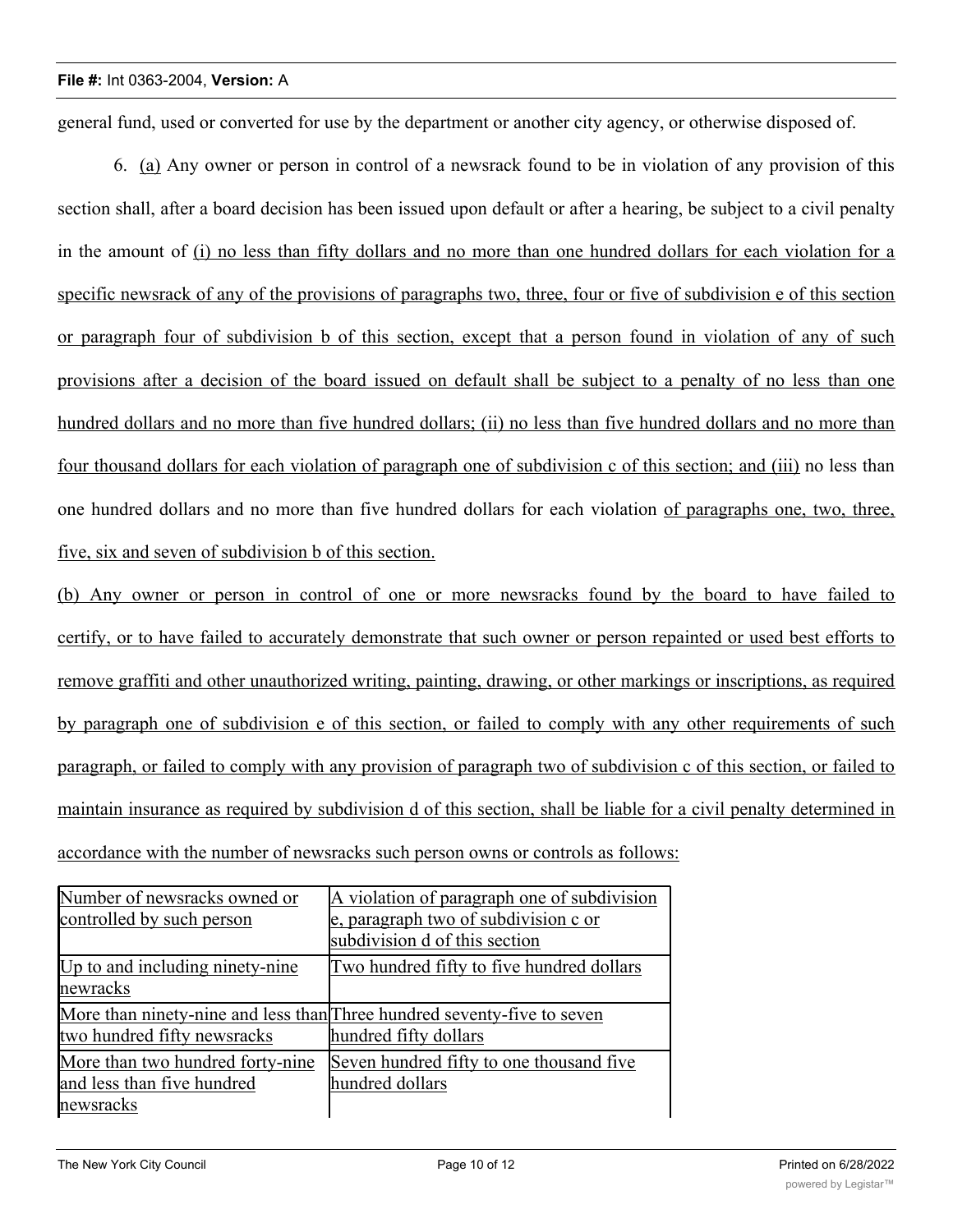general fund, used or converted for use by the department or another city agency, or otherwise disposed of.

6. (a) Any owner or person in control of a newsrack found to be in violation of any provision of this section shall, after a board decision has been issued upon default or after a hearing, be subject to a civil penalty in the amount of (i) no less than fifty dollars and no more than one hundred dollars for each violation for a specific newsrack of any of the provisions of paragraphs two, three, four or five of subdivision e of this section or paragraph four of subdivision b of this section, except that a person found in violation of any of such provisions after a decision of the board issued on default shall be subject to a penalty of no less than one hundred dollars and no more than five hundred dollars; (ii) no less than five hundred dollars and no more than four thousand dollars for each violation of paragraph one of subdivision c of this section; and (iii) no less than one hundred dollars and no more than five hundred dollars for each violation of paragraphs one, two, three, five, six and seven of subdivision b of this section.

(b) Any owner or person in control of one or more newsracks found by the board to have failed to certify, or to have failed to accurately demonstrate that such owner or person repainted or used best efforts to remove graffiti and other unauthorized writing, painting, drawing, or other markings or inscriptions, as required by paragraph one of subdivision e of this section, or failed to comply with any other requirements of such paragraph, or failed to comply with any provision of paragraph two of subdivision c of this section, or failed to maintain insurance as required by subdivision d of this section, shall be liable for a civil penalty determined in accordance with the number of newsracks such person owns or controls as follows:

| Number of newsracks owned or controlled by such person | A violation of paragraph one of subdivision e, paragraph two of subdivision c or subdivision d of this section |
|---|---|
| Up to and including ninety-nine newracks | Two hundred fifty to five hundred dollars |
| More than ninety-nine and less than two hundred fifty newsracks | Three hundred seventy-five to seven hundred fifty dollars |
| More than two hundred forty-nine and less than five hundred newsracks | Seven hundred fifty to one thousand five hundred dollars |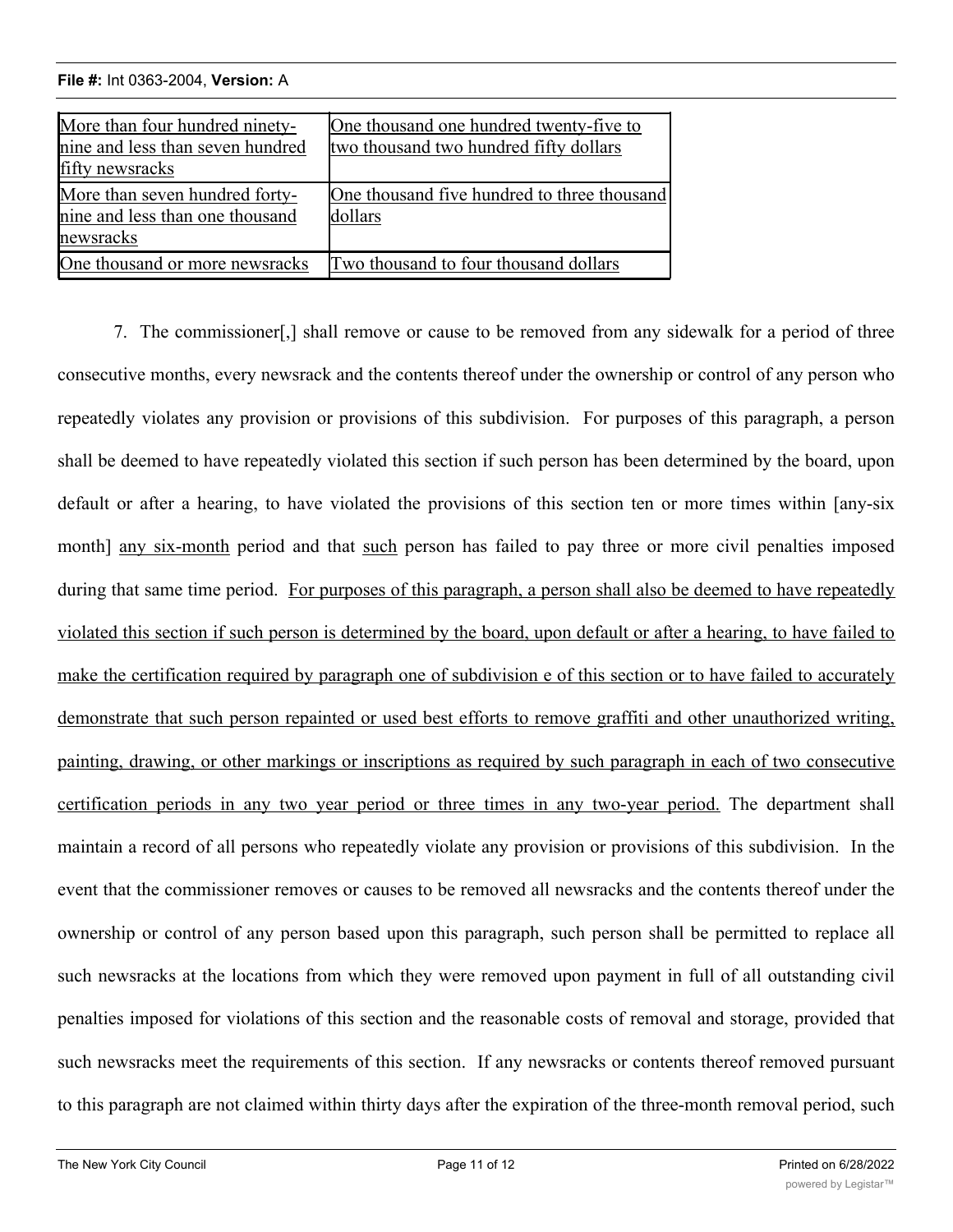| More than four hundred ninety-nine and less than seven hundred fifty newsracks | One thousand one hundred twenty-five to two thousand two hundred fifty dollars |
|---|---|
| More than seven hundred forty-nine and less than one thousand newsracks | One thousand five hundred to three thousand dollars |
| One thousand or more newsracks | Two thousand to four thousand dollars |

7. The commissioner[,] shall remove or cause to be removed from any sidewalk for a period of three consecutive months, every newsrack and the contents thereof under the ownership or control of any person who repeatedly violates any provision or provisions of this subdivision. For purposes of this paragraph, a person shall be deemed to have repeatedly violated this section if such person has been determined by the board, upon default or after a hearing, to have violated the provisions of this section ten or more times within [any-six month] any six-month period and that such person has failed to pay three or more civil penalties imposed during that same time period. For purposes of this paragraph, a person shall also be deemed to have repeatedly violated this section if such person is determined by the board, upon default or after a hearing, to have failed to make the certification required by paragraph one of subdivision e of this section or to have failed to accurately demonstrate that such person repainted or used best efforts to remove graffiti and other unauthorized writing, painting, drawing, or other markings or inscriptions as required by such paragraph in each of two consecutive certification periods in any two year period or three times in any two-year period. The department shall maintain a record of all persons who repeatedly violate any provision or provisions of this subdivision. In the event that the commissioner removes or causes to be removed all newsracks and the contents thereof under the ownership or control of any person based upon this paragraph, such person shall be permitted to replace all such newsracks at the locations from which they were removed upon payment in full of all outstanding civil penalties imposed for violations of this section and the reasonable costs of removal and storage, provided that such newsracks meet the requirements of this section. If any newsracks or contents thereof removed pursuant to this paragraph are not claimed within thirty days after the expiration of the three-month removal period, such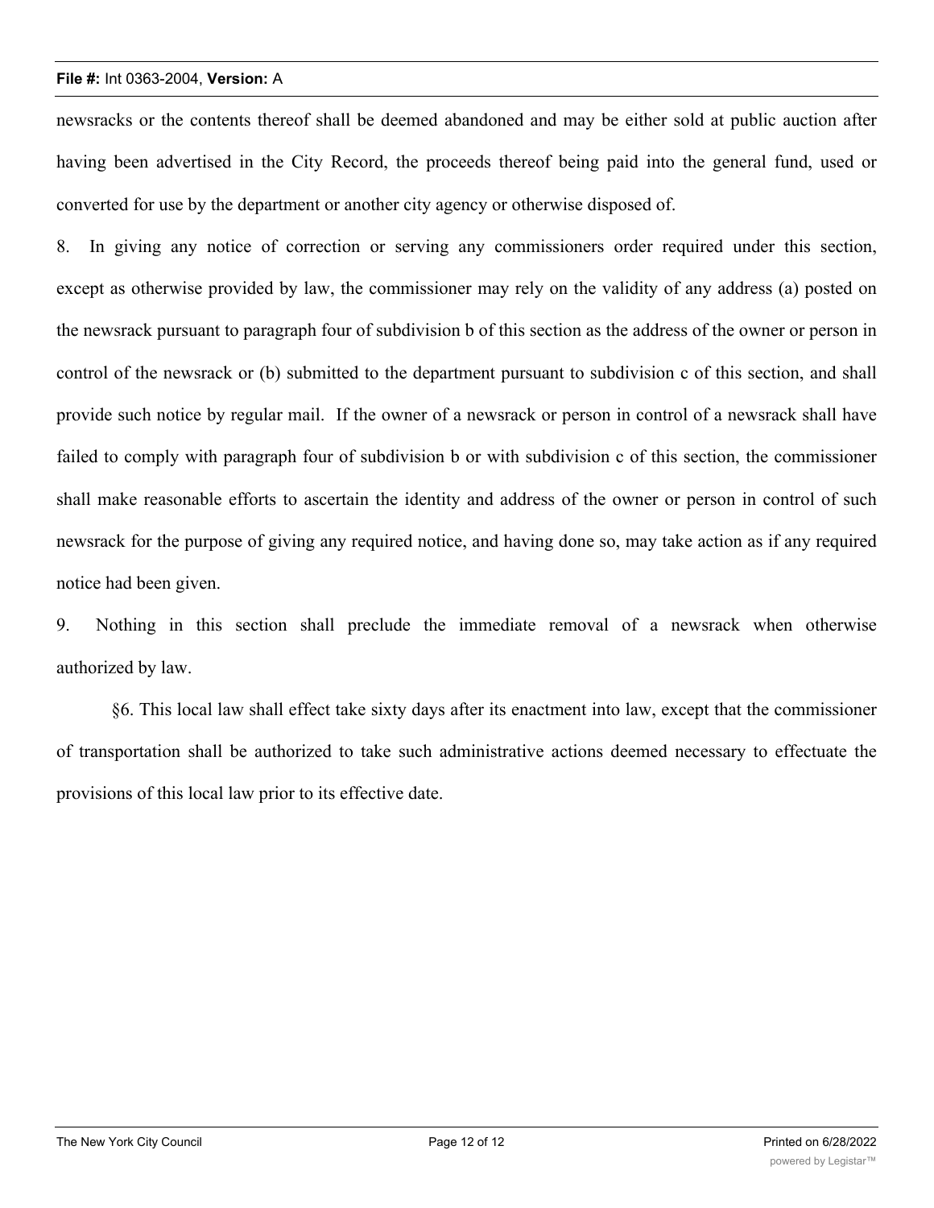newsracks or the contents thereof shall be deemed abandoned and may be either sold at public auction after having been advertised in the City Record, the proceeds thereof being paid into the general fund, used or converted for use by the department or another city agency or otherwise disposed of.

8. In giving any notice of correction or serving any commissioners order required under this section, except as otherwise provided by law, the commissioner may rely on the validity of any address (a) posted on the newsrack pursuant to paragraph four of subdivision b of this section as the address of the owner or person in control of the newsrack or (b) submitted to the department pursuant to subdivision c of this section, and shall provide such notice by regular mail. If the owner of a newsrack or person in control of a newsrack shall have failed to comply with paragraph four of subdivision b or with subdivision c of this section, the commissioner shall make reasonable efforts to ascertain the identity and address of the owner or person in control of such newsrack for the purpose of giving any required notice, and having done so, may take action as if any required notice had been given.

9. Nothing in this section shall preclude the immediate removal of a newsrack when otherwise authorized by law.

§6. This local law shall effect take sixty days after its enactment into law, except that the commissioner of transportation shall be authorized to take such administrative actions deemed necessary to effectuate the provisions of this local law prior to its effective date.